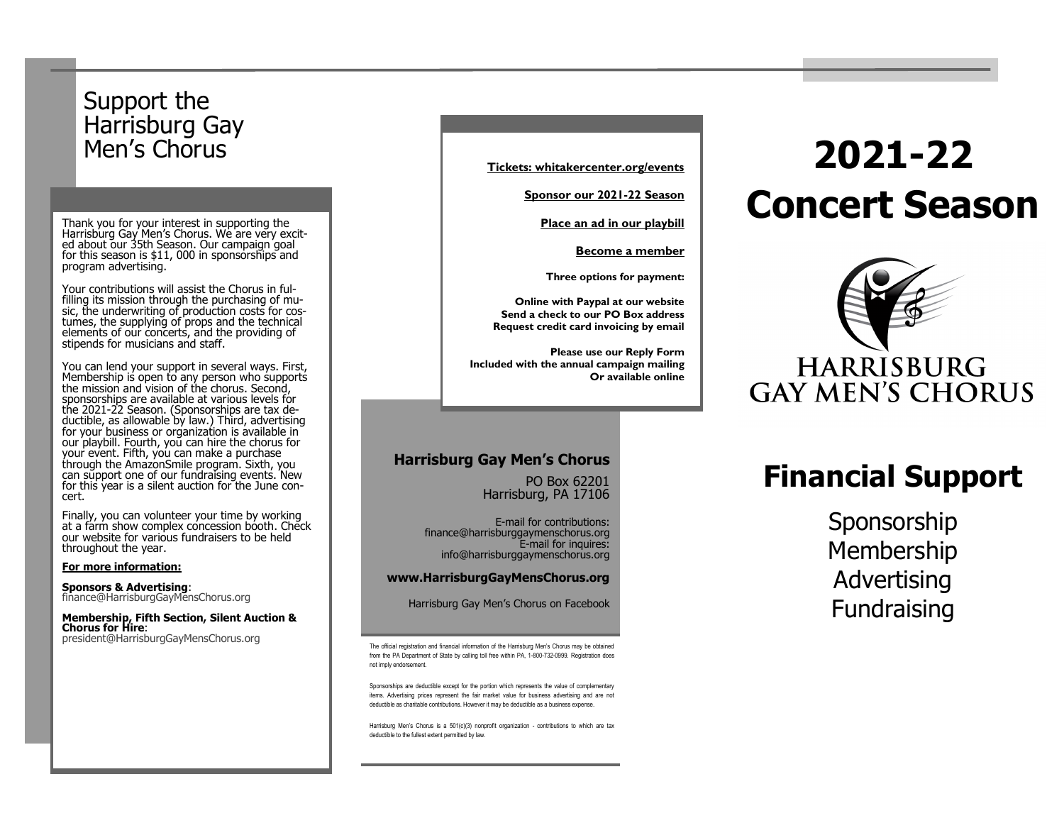# Support the Harrisburg Gay Men's Chorus

Thank you for your interest in supporting the Harrisburg Gay Men's Chorus. We are very excited about our 35th Season. Our campaign goal for this season is $11, 000 in sponsorships and program advertising.

Your contributions will assist the Chorus in fulfilling its mission through the purchasing of music, the underwriting of production costs for costumes, the supplying of props and the technical elements of our concerts, and the providing of stipends for musicians and staff.

You can lend your support in several ways. First, Membership is open to any person who supports the mission and vision of the chorus. Second, sponsorships are available at various levels for the 2021-22 Season. (Sponsorships are tax deductible, as allowable by law.) Third, advertising for your business or organization is available in our playbill. Fourth, you can hire the chorus for your event. Fifth, you can make a purchase through the AmazonSmile program. Sixth, you can support one of our fundraising events. New for this year is a silent auction for the June concert.

Finally, you can volunteer your time by working at a farm show complex concession booth. Check our website for various fundraisers to be held throughout the year.

**For more information:**

**Sponsors & Advertising**:
finance@HarrisburgGayMensChorus.org

**Membership, Fifth Section, Silent Auction & Chorus for Hire**:
president@HarrisburgGayMensChorus.org

**Tickets: whitakercenter.org/events**

**Sponsor our 2021-22 Season**

**Place an ad in our playbill**

**Become a member**

**Three options for payment:**

**Online with Paypal at our website**
**Send a check to our PO Box address**
**Request credit card invoicing by email**

**Please use our Reply Form**
**Included with the annual campaign mailing**
**Or available online**

## Harrisburg Gay Men's Chorus

PO Box 62201
Harrisburg, PA 17106

E-mail for contributions:
finance@harrisburggaymenschorus.org
E-mail for inquires:
info@harrisburggaymenschorus.org

**www.HarrisburgGayMensChorus.org**

Harrisburg Gay Men's Chorus on Facebook

The official registration and financial information of the Harrisburg Men's Chorus may be obtained from the PA Department of State by calling toll free within PA, 1-800-732-0999. Registration does not imply endorsement.

Sponsorships are deductible except for the portion which represents the value of complementary items. Advertising prices represent the fair market value for business advertising and are not deductible as charitable contributions. However it may be deductible as a business expense.

Harrisburg Men's Chorus is a 501(c)(3) nonprofit organization - contributions to which are tax deductible to the fullest extent permitted by law.

# 2021-22 Concert Season

HARRISBURG GAY MEN'S CHORUS

# Financial Support

Sponsorship
Membership
Advertising
Fundraising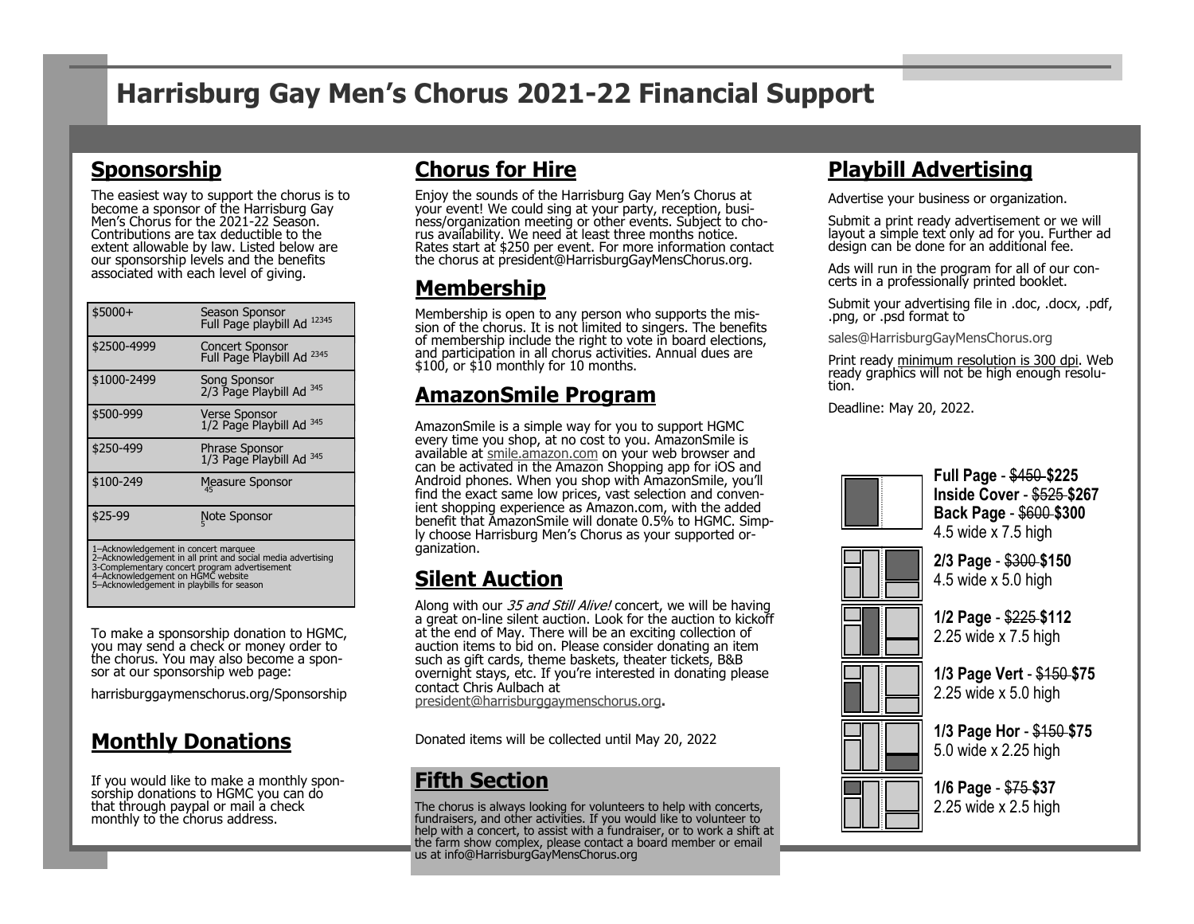# Harrisburg Gay Men's Chorus 2021-22 Financial Support

## Sponsorship

The easiest way to support the chorus is to become a sponsor of the Harrisburg Gay Men's Chorus for the 2021-22 Season. Contributions are tax deductible to the extent allowable by law. Listed below are our sponsorship levels and the benefits associated with each level of giving.

| | |
|---|---|
| $5000+ | Season Sponsor<br>Full Page playbill Ad [12345] |
| $2500-4999 | Concert Sponsor<br>Full Page Playbill Ad [2345] |
| $1000-2499 | Song Sponsor<br>2/3 Page Playbill Ad [345] |
| $500-999 | Verse Sponsor<br>1/2 Page Playbill Ad [345] |
| $250-499 | Phrase Sponsor<br>1/3 Page Playbill Ad [345] |
| $100-249 | Measure Sponsor [45] |
| $25-99 | Note Sponsor [5] |

1–Acknowledgement in concert marquee
2–Acknowledgement in all print and social media advertising
3-Complementary concert program advertisement
4–Acknowledgement on HGMC website
5–Acknowledgement in playbills for season

To make a sponsorship donation to HGMC, you may send a check or money order to the chorus. You may also become a sponsor at our sponsorship web page:

harrisburggaymenschorus.org/Sponsorship

## Monthly Donations

If you would like to make a monthly sponsorship donations to HGMC you can do that through paypal or mail a check monthly to the chorus address.

## Chorus for Hire

Enjoy the sounds of the Harrisburg Gay Men's Chorus at your event! We could sing at your party, reception, business/organization meeting or other events. Subject to chorus availability. We need at least three months notice. Rates start at $250 per event. For more information contact the chorus at president@HarrisburgGayMensChorus.org.

## Membership

Membership is open to any person who supports the mission of the chorus. It is not limited to singers. The benefits of membership include the right to vote in board elections, and participation in all chorus activities. Annual dues are $100, or $10 monthly for 10 months.

## AmazonSmile Program

AmazonSmile is a simple way for you to support HGMC every time you shop, at no cost to you. AmazonSmile is available at smile.amazon.com on your web browser and can be activated in the Amazon Shopping app for iOS and Android phones. When you shop with AmazonSmile, you'll find the exact same low prices, vast selection and convenient shopping experience as Amazon.com, with the added benefit that AmazonSmile will donate 0.5% to HGMC. Simply choose Harrisburg Men's Chorus as your supported organization.

## Silent Auction

Along with our *35 and Still Alive!* concert, we will be having a great on-line silent auction. Look for the auction to kickoff at the end of May. There will be an exciting collection of auction items to bid on. Please consider donating an item such as gift cards, theme baskets, theater tickets, B&B overnight stays, etc. If you're interested in donating please contact Chris Aulbach at president@harrisburggaymenschorus.org.

Donated items will be collected until May 20, 2022

## Fifth Section

The chorus is always looking for volunteers to help with concerts, fundraisers, and other activities. If you would like to volunteer to help with a concert, to assist with a fundraiser, or to work a shift at the farm show complex, please contact a board member or email us at info@HarrisburgGayMensChorus.org

## Playbill Advertising

Advertise your business or organization.

Submit a print ready advertisement or we will layout a simple text only ad for you. Further ad design can be done for an additional fee.

Ads will run in the program for all of our concerts in a professionally printed booklet.

Submit your advertising file in .doc, .docx, .pdf, .png, or .psd format to

sales@HarrisburgGayMensChorus.org

Print ready minimum resolution is 300 dpi. Web ready graphics will not be high enough resolution.

Deadline: May 20, 2022.

**Full Page** - ~~$450~~ **$225**
**Inside Cover** - ~~$525~~ **$267**
**Back Page** - ~~$600~~ **$300**
4.5 wide x 7.5 high

**2/3 Page** - ~~$300~~ **$150**
4.5 wide x 5.0 high

**1/2 Page** - ~~$225~~ **$112**
2.25 wide x 7.5 high

**1/3 Page Vert** - ~~$150~~ **$75**
2.25 wide x 5.0 high

**1/3 Page Hor** - ~~$150~~ **$75**
5.0 wide x 2.25 high

**1/6 Page** - ~~$75~~ **$37**
2.25 wide x 2.5 high